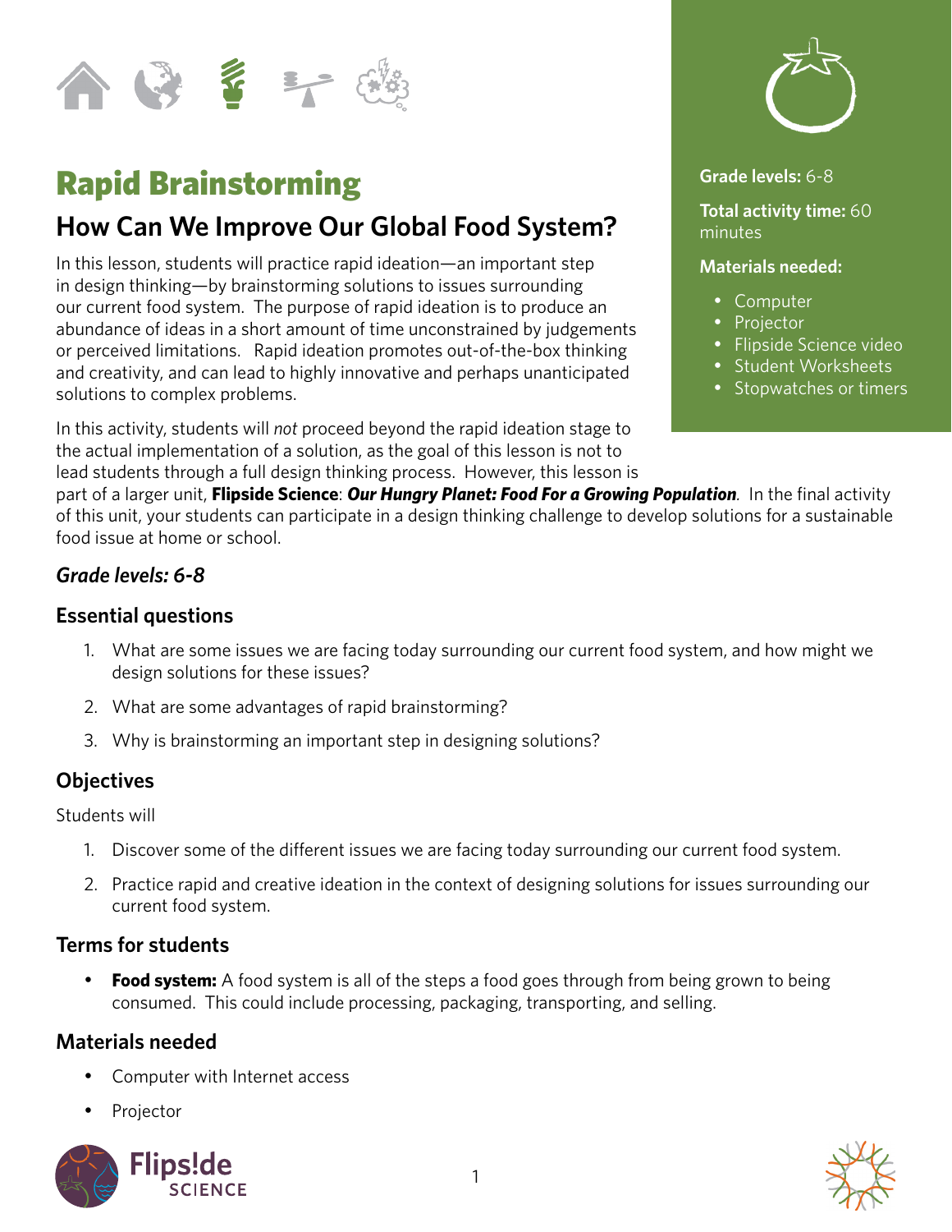# Rapid Brainstorming

## How Can We Improve Our Global Food System?

**Grade levels:** 6-8

**Total activity time:** 60 minutes

**Materials needed:**

- Computer
- Projector
- Flipside Science video
- Student Worksheets
- Stopwatches or timers

In this lesson, students will practice rapid ideation—an important step in design thinking—by brainstorming solutions to issues surrounding our current food system. The purpose of rapid ideation is to produce an abundance of ideas in a short amount of time unconstrained by judgements or perceived limitations. Rapid ideation promotes out-of-the-box thinking and creativity, and can lead to highly innovative and perhaps unanticipated solutions to complex problems.

In this activity, students will *not* proceed beyond the rapid ideation stage to the actual implementation of a solution, as the goal of this lesson is not to lead students through a full design thinking process. However, this lesson is part of a larger unit, **Flipside Science**: ***Our Hungry Planet: Food For a Growing Population****.* In the final activity of this unit, your students can participate in a design thinking challenge to develop solutions for a sustainable food issue at home or school.

### *Grade levels: 6-8*

### Essential questions

1. What are some issues we are facing today surrounding our current food system, and how might we design solutions for these issues?
2. What are some advantages of rapid brainstorming?
3. Why is brainstorming an important step in designing solutions?

### Objectives

Students will

1. Discover some of the different issues we are facing today surrounding our current food system.
2. Practice rapid and creative ideation in the context of designing solutions for issues surrounding our current food system.

### Terms for students

- **Food system:** A food system is all of the steps a food goes through from being grown to being consumed. This could include processing, packaging, transporting, and selling.

### Materials needed

- Computer with Internet access
- Projector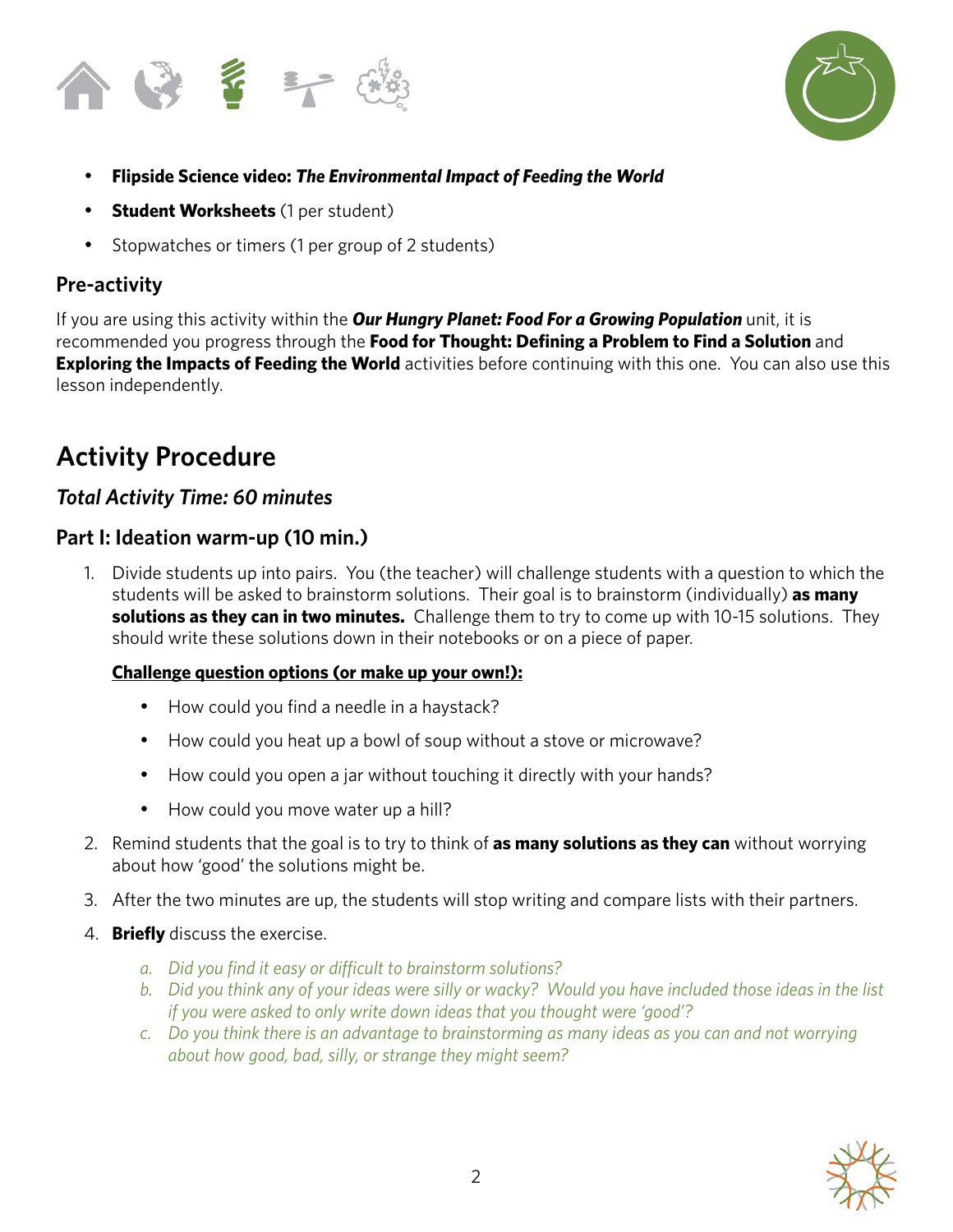- **Flipside Science video: *The Environmental Impact of Feeding the World***
- **Student Worksheets** (1 per student)
- Stopwatches or timers (1 per group of 2 students)

### Pre-activity

If you are using this activity within the ***Our Hungry Planet: Food For a Growing Population*** unit, it is recommended you progress through the **Food for Thought: Defining a Problem to Find a Solution** and **Exploring the Impacts of Feeding the World** activities before continuing with this one. You can also use this lesson independently.

## Activity Procedure

### *Total Activity Time: 60 minutes*

### Part I: Ideation warm-up (10 min.)

1. Divide students up into pairs. You (the teacher) will challenge students with a question to which the students will be asked to brainstorm solutions. Their goal is to brainstorm (individually) **as many solutions as they can in two minutes.** Challenge them to try to come up with 10-15 solutions. They should write these solutions down in their notebooks or on a piece of paper.

   **Challenge question options (or make up your own!):**

   - How could you find a needle in a haystack?
   - How could you heat up a bowl of soup without a stove or microwave?
   - How could you open a jar without touching it directly with your hands?
   - How could you move water up a hill?

2. Remind students that the goal is to try to think of **as many solutions as they can** without worrying about how 'good' the solutions might be.
3. After the two minutes are up, the students will stop writing and compare lists with their partners.
4. **Briefly** discuss the exercise.
   a. *Did you find it easy or difficult to brainstorm solutions?*
   b. *Did you think any of your ideas were silly or wacky? Would you have included those ideas in the list if you were asked to only write down ideas that you thought were 'good'?*
   c. *Do you think there is an advantage to brainstorming as many ideas as you can and not worrying about how good, bad, silly, or strange they might seem?*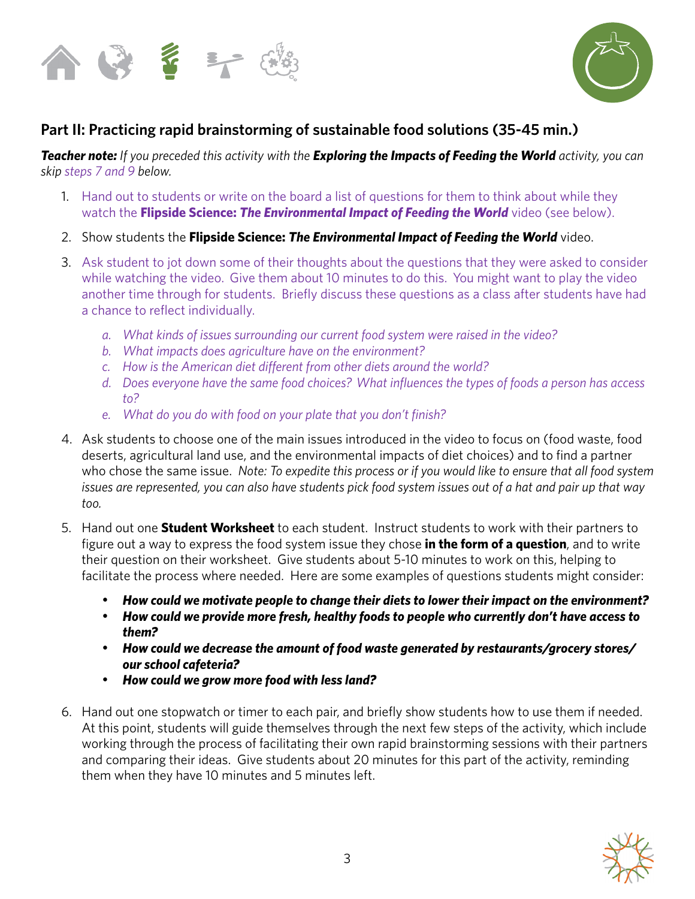## Part II: Practicing rapid brainstorming of sustainable food solutions (35-45 min.)

***Teacher note:*** *If you preceded this activity with the* ***Exploring the Impacts of Feeding the World*** *activity, you can skip steps 7 and 9 below.*

1. Hand out to students or write on the board a list of questions for them to think about while they watch the **Flipside Science: *The Environmental Impact of Feeding the World*** video (see below).
2. Show students the **Flipside Science: *The Environmental Impact of Feeding the World*** video.
3. Ask student to jot down some of their thoughts about the questions that they were asked to consider while watching the video. Give them about 10 minutes to do this. You might want to play the video another time through for students. Briefly discuss these questions as a class after students have had a chance to reflect individually.
    a. *What kinds of issues surrounding our current food system were raised in the video?*
    b. *What impacts does agriculture have on the environment?*
    c. *How is the American diet different from other diets around the world?*
    d. *Does everyone have the same food choices? What influences the types of foods a person has access to?*
    e. *What do you do with food on your plate that you don't finish?*
4. Ask students to choose one of the main issues introduced in the video to focus on (food waste, food deserts, agricultural land use, and the environmental impacts of diet choices) and to find a partner who chose the same issue. *Note: To expedite this process or if you would like to ensure that all food system issues are represented, you can also have students pick food system issues out of a hat and pair up that way too.*
5. Hand out one **Student Worksheet** to each student. Instruct students to work with their partners to figure out a way to express the food system issue they chose **in the form of a question**, and to write their question on their worksheet. Give students about 5-10 minutes to work on this, helping to facilitate the process where needed. Here are some examples of questions students might consider:
    - ***How could we motivate people to change their diets to lower their impact on the environment?***
    - ***How could we provide more fresh, healthy foods to people who currently don't have access to them?***
    - ***How could we decrease the amount of food waste generated by restaurants/grocery stores/ our school cafeteria?***
    - ***How could we grow more food with less land?***
6. Hand out one stopwatch or timer to each pair, and briefly show students how to use them if needed. At this point, students will guide themselves through the next few steps of the activity, which include working through the process of facilitating their own rapid brainstorming sessions with their partners and comparing their ideas. Give students about 20 minutes for this part of the activity, reminding them when they have 10 minutes and 5 minutes left.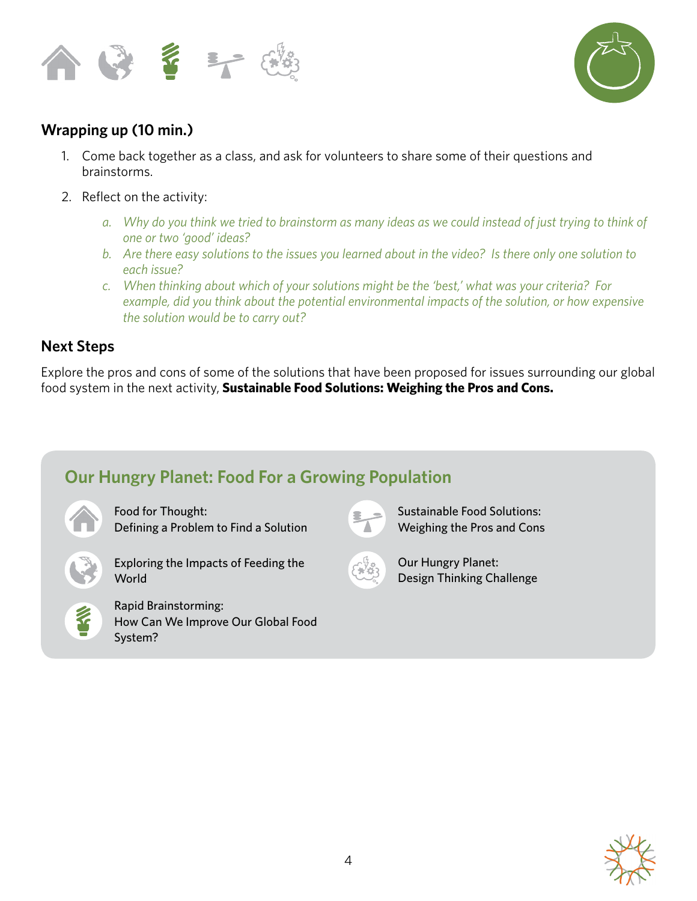## Wrapping up (10 min.)

1. Come back together as a class, and ask for volunteers to share some of their questions and brainstorms.
2. Reflect on the activity:
   - a. *Why do you think we tried to brainstorm as many ideas as we could instead of just trying to think of one or two 'good' ideas?*
   - b. *Are there easy solutions to the issues you learned about in the video? Is there only one solution to each issue?*
   - c. *When thinking about which of your solutions might be the 'best,' what was your criteria? For example, did you think about the potential environmental impacts of the solution, or how expensive the solution would be to carry out?*

## Next Steps

Explore the pros and cons of some of the solutions that have been proposed for issues surrounding our global food system in the next activity, **Sustainable Food Solutions: Weighing the Pros and Cons.**

### Our Hungry Planet: Food For a Growing Population

- Food for Thought: Defining a Problem to Find a Solution
- Exploring the Impacts of Feeding the World
- Rapid Brainstorming: How Can We Improve Our Global Food System?
- Sustainable Food Solutions: Weighing the Pros and Cons
- Our Hungry Planet: Design Thinking Challenge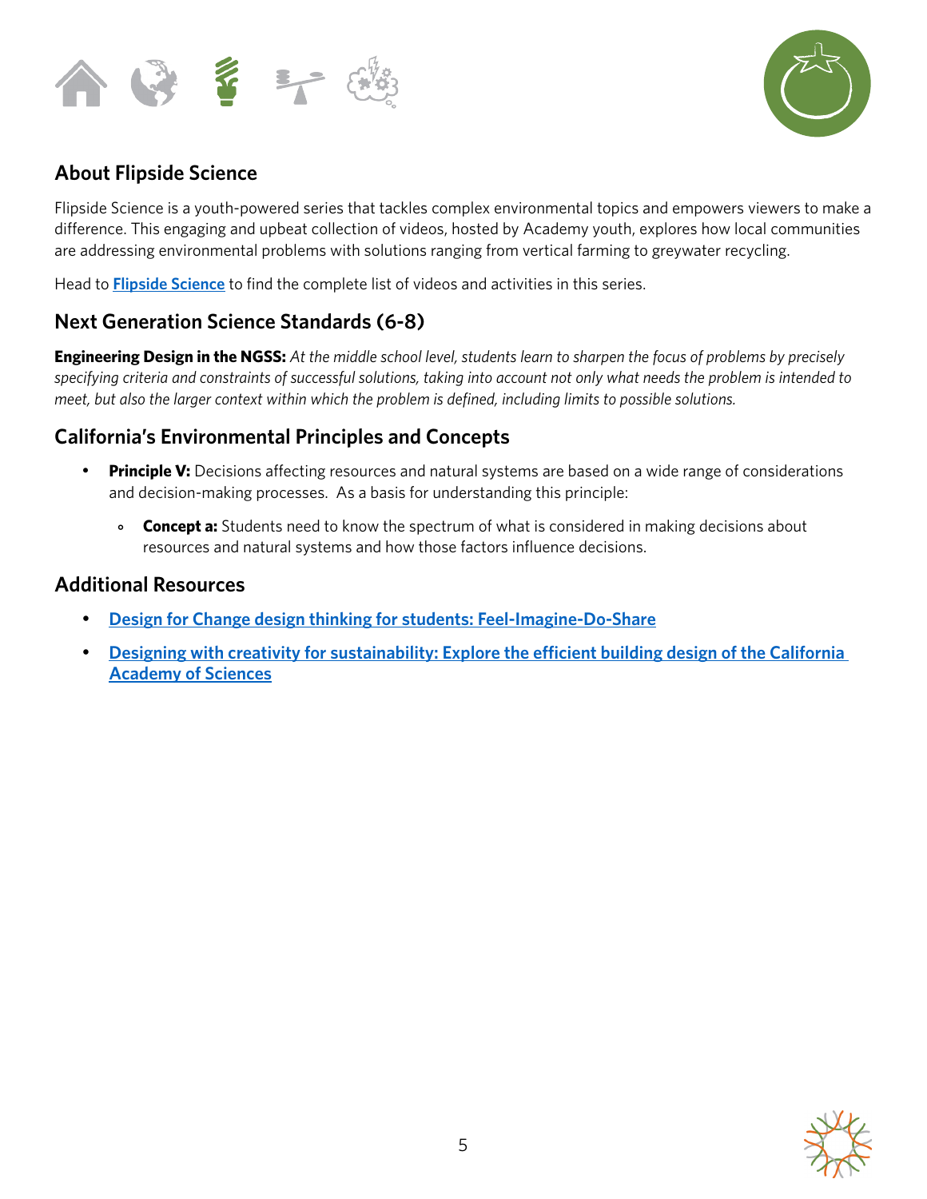## About Flipside Science

Flipside Science is a youth-powered series that tackles complex environmental topics and empowers viewers to make a difference. This engaging and upbeat collection of videos, hosted by Academy youth, explores how local communities are addressing environmental problems with solutions ranging from vertical farming to greywater recycling.

Head to **[Flipside Science]** to find the complete list of videos and activities in this series.

## Next Generation Science Standards (6-8)

**Engineering Design in the NGSS:** *At the middle school level, students learn to sharpen the focus of problems by precisely specifying criteria and constraints of successful solutions, taking into account not only what needs the problem is intended to meet, but also the larger context within which the problem is defined, including limits to possible solutions.*

## California's Environmental Principles and Concepts

- **Principle V:** Decisions affecting resources and natural systems are based on a wide range of considerations and decision-making processes. As a basis for understanding this principle:
  - **Concept a:** Students need to know the spectrum of what is considered in making decisions about resources and natural systems and how those factors influence decisions.

## Additional Resources

- **Design for Change design thinking for students: Feel-Imagine-Do-Share**
- **Designing with creativity for sustainability: Explore the efficient building design of the California Academy of Sciences**